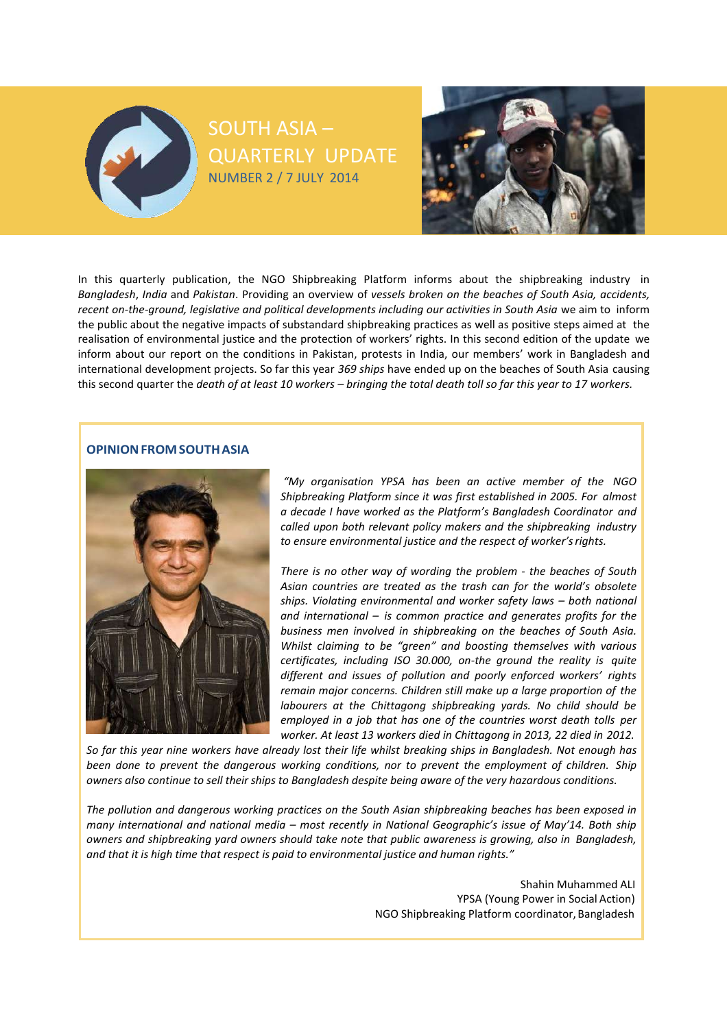# SOUTH ASIA – QUARTERLY UPDATE

NUMBER 2 / 7 JULY 2014

In this quarterly publication, the NGO Shipbreaking Platform informs about the shipbreaking industry in *Bangladesh*, *India* and *Pakistan*. Providing an overview of *vessels broken on the beaches of South Asia, accidents, recent on-the-ground, legislative and political developments including our activities in South Asia* we aim to inform the public about the negative impacts of substandard shipbreaking practices as well as positive steps aimed at the realisation of environmental justice and the protection of workers' rights. In this second edition of the update we inform about our report on the conditions in Pakistan, protests in India, our members' work in Bangladesh and international development projects. So far this year *369 ships* have ended up on the beaches of South Asia causing this second quarter the *death of at least 10 workers – bringing the total death toll so far this year to 17 workers.*

## OPINION FROM SOUTH ASIA

*"My organisation YPSA has been an active member of the NGO Shipbreaking Platform since it was first established in 2005. For almost a decade I have worked as the Platform's Bangladesh Coordinator and called upon both relevant policy makers and the shipbreaking industry to ensure environmental justice and the respect of worker's rights.*

*There is no other way of wording the problem - the beaches of South Asian countries are treated as the trash can for the world's obsolete ships. Violating environmental and worker safety laws – both national and international – is common practice and generates profits for the business men involved in shipbreaking on the beaches of South Asia. Whilst claiming to be "green" and boosting themselves with various certificates, including ISO 30.000, on-the ground the reality is quite different and issues of pollution and poorly enforced workers' rights remain major concerns. Children still make up a large proportion of the labourers at the Chittagong shipbreaking yards. No child should be employed in a job that has one of the countries worst death tolls per worker. At least 13 workers died in Chittagong in 2013, 22 died in 2012. So far this year nine workers have already lost their life whilst breaking ships in Bangladesh. Not enough has been done to prevent the dangerous working conditions, nor to prevent the employment of children. Ship owners also continue to sell their ships to Bangladesh despite being aware of the very hazardous conditions.*

*The pollution and dangerous working practices on the South Asian shipbreaking beaches has been exposed in many international and national media – most recently in National Geographic's issue of May'14. Both ship owners and shipbreaking yard owners should take note that public awareness is growing, also in Bangladesh, and that it is high time that respect is paid to environmental justice and human rights."*

Shahin Muhammed ALI
YPSA (Young Power in Social Action)
NGO Shipbreaking Platform coordinator, Bangladesh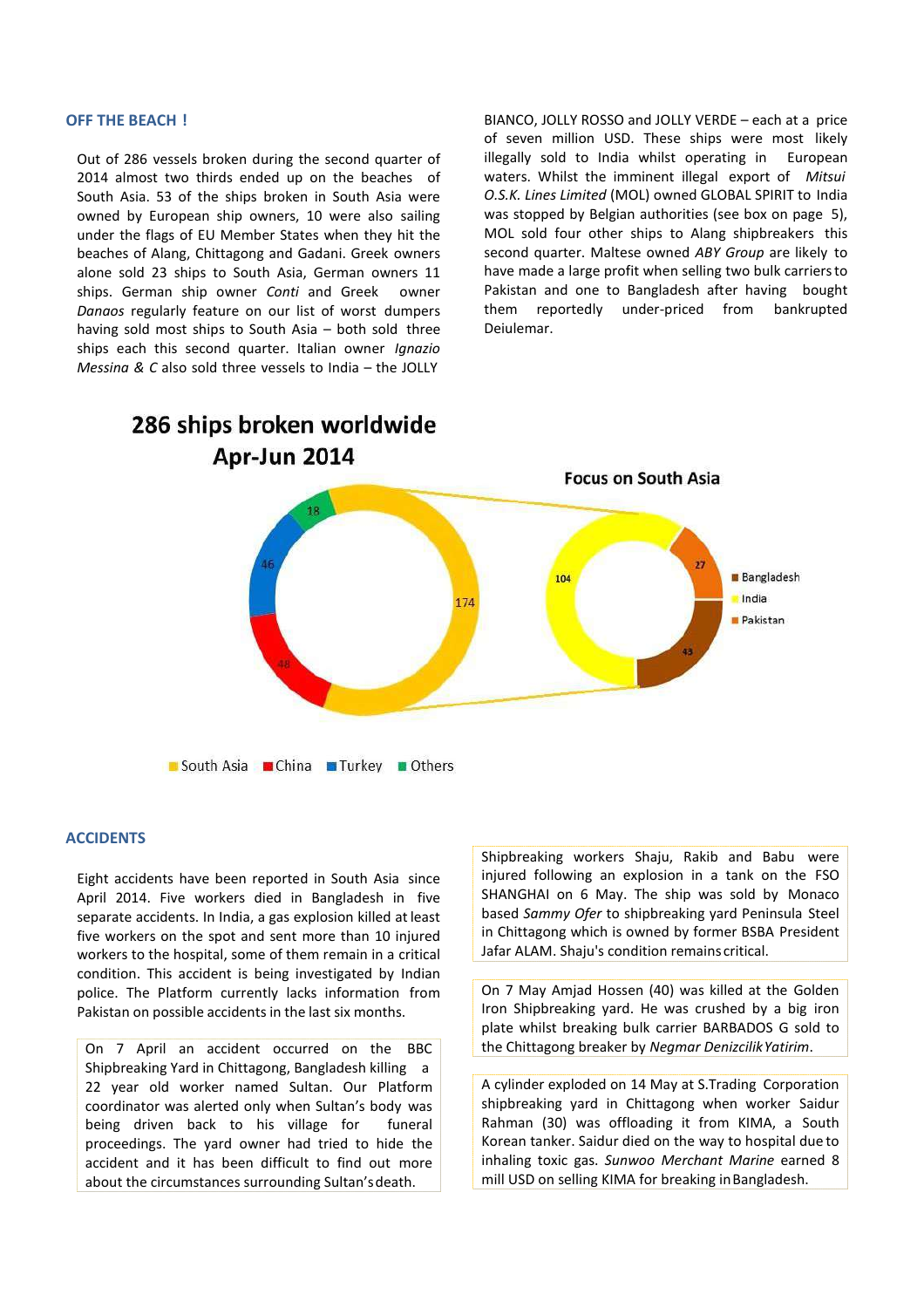## OFF THE BEACH !

Out of 286 vessels broken during the second quarter of 2014 almost two thirds ended up on the beaches of South Asia. 53 of the ships broken in South Asia were owned by European ship owners, 10 were also sailing under the flags of EU Member States when they hit the beaches of Alang, Chittagong and Gadani. Greek owners alone sold 23 ships to South Asia, German owners 11 ships. German ship owner *Conti* and Greek owner *Danaos* regularly feature on our list of worst dumpers having sold most ships to South Asia – both sold three ships each this second quarter. Italian owner *Ignazio Messina & C* also sold three vessels to India – the JOLLY BIANCO, JOLLY ROSSO and JOLLY VERDE – each at a price of seven million USD. These ships were most likely illegally sold to India whilst operating in European waters. Whilst the imminent illegal export of *Mitsui O.S.K. Lines Limited* (MOL) owned GLOBAL SPIRIT to India was stopped by Belgian authorities (see box on page 5), MOL sold four other ships to Alang shipbreakers this second quarter. Maltese owned *ABY Group* are likely to have made a large profit when selling two bulk carriers to Pakistan and one to Bangladesh after having bought them reportedly under-priced from bankrupted Deiulemar.

**286 ships broken worldwide Apr-Jun 2014**

| Region | Ships |
|---|---|
| South Asia | 174 |
| China | 48 |
| Turkey | 46 |
| Others | 18 |

**Focus on South Asia**

| Country | Ships |
|---|---|
| Bangladesh | 43 |
| India | 104 |
| Pakistan | 27 |

## ACCIDENTS

Eight accidents have been reported in South Asia since April 2014. Five workers died in Bangladesh in five separate accidents. In India, a gas explosion killed at least five workers on the spot and sent more than 10 injured workers to the hospital, some of them remain in a critical condition. This accident is being investigated by Indian police. The Platform currently lacks information from Pakistan on possible accidents in the last six months.

On 7 April an accident occurred on the BBC Shipbreaking Yard in Chittagong, Bangladesh killing a 22 year old worker named Sultan. Our Platform coordinator was alerted only when Sultan's body was being driven back to his village for funeral proceedings. The yard owner had tried to hide the accident and it has been difficult to find out more about the circumstances surrounding Sultan's death.

Shipbreaking workers Shaju, Rakib and Babu were injured following an explosion in a tank on the FSO SHANGHAI on 6 May. The ship was sold by Monaco based *Sammy Ofer* to shipbreaking yard Peninsula Steel in Chittagong which is owned by former BSBA President Jafar ALAM. Shaju's condition remains critical.

On 7 May Amjad Hossen (40) was killed at the Golden Iron Shipbreaking yard. He was crushed by a big iron plate whilst breaking bulk carrier BARBADOS G sold to the Chittagong breaker by *Negmar Denizcilik Yatirim*.

A cylinder exploded on 14 May at S.Trading Corporation shipbreaking yard in Chittagong when worker Saidur Rahman (30) was offloading it from KIMA, a South Korean tanker. Saidur died on the way to hospital due to inhaling toxic gas. *Sunwoo Merchant Marine* earned 8 mill USD on selling KIMA for breaking in Bangladesh.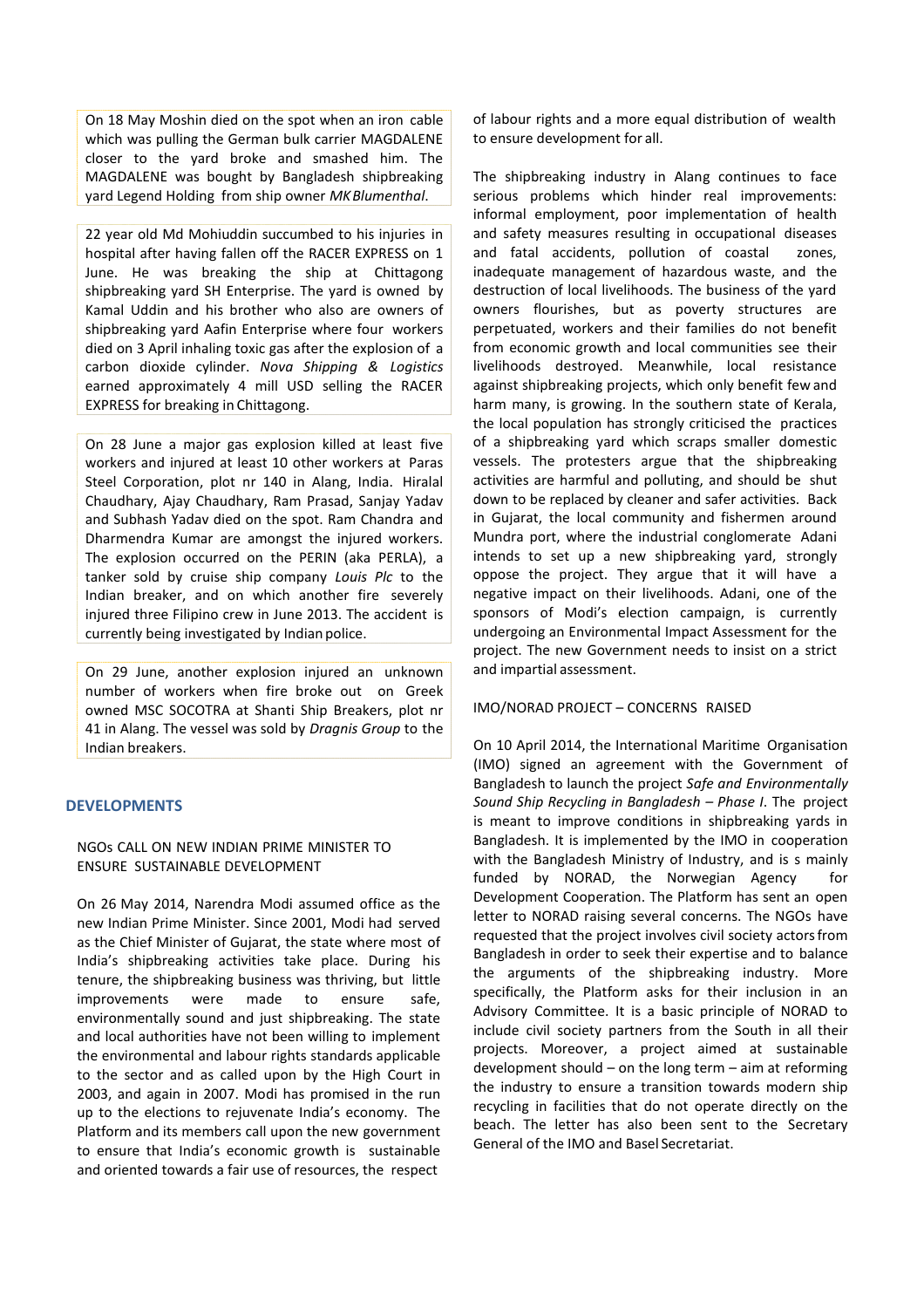On 18 May Moshin died on the spot when an iron cable which was pulling the German bulk carrier MAGDALENE closer to the yard broke and smashed him. The MAGDALENE was bought by Bangladesh shipbreaking yard Legend Holding from ship owner *MK Blumenthal*.

22 year old Md Mohiuddin succumbed to his injuries in hospital after having fallen off the RACER EXPRESS on 1 June. He was breaking the ship at Chittagong shipbreaking yard SH Enterprise. The yard is owned by Kamal Uddin and his brother who also are owners of shipbreaking yard Aafin Enterprise where four workers died on 3 April inhaling toxic gas after the explosion of a carbon dioxide cylinder. *Nova Shipping & Logistics* earned approximately 4 mill USD selling the RACER EXPRESS for breaking in Chittagong.

On 28 June a major gas explosion killed at least five workers and injured at least 10 other workers at Paras Steel Corporation, plot nr 140 in Alang, India. Hiralal Chaudhary, Ajay Chaudhary, Ram Prasad, Sanjay Yadav and Subhash Yadav died on the spot. Ram Chandra and Dharmendra Kumar are amongst the injured workers. The explosion occurred on the PERIN (aka PERLA), a tanker sold by cruise ship company *Louis Plc* to the Indian breaker, and on which another fire severely injured three Filipino crew in June 2013. The accident is currently being investigated by Indian police.

On 29 June, another explosion injured an unknown number of workers when fire broke out on Greek owned MSC SOCOTRA at Shanti Ship Breakers, plot nr 41 in Alang. The vessel was sold by *Dragnis Group* to the Indian breakers.

## DEVELOPMENTS

### NGOs CALL ON NEW INDIAN PRIME MINISTER TO ENSURE SUSTAINABLE DEVELOPMENT

On 26 May 2014, Narendra Modi assumed office as the new Indian Prime Minister. Since 2001, Modi had served as the Chief Minister of Gujarat, the state where most of India's shipbreaking activities take place. During his tenure, the shipbreaking business was thriving, but little improvements were made to ensure safe, environmentally sound and just shipbreaking. The state and local authorities have not been willing to implement the environmental and labour rights standards applicable to the sector and as called upon by the High Court in 2003, and again in 2007. Modi has promised in the run up to the elections to rejuvenate India's economy. The Platform and its members call upon the new government to ensure that India's economic growth is sustainable and oriented towards a fair use of resources, the respect of labour rights and a more equal distribution of wealth to ensure development for all.

The shipbreaking industry in Alang continues to face serious problems which hinder real improvements: informal employment, poor implementation of health and safety measures resulting in occupational diseases and fatal accidents, pollution of coastal zones, inadequate management of hazardous waste, and the destruction of local livelihoods. The business of the yard owners flourishes, but as poverty structures are perpetuated, workers and their families do not benefit from economic growth and local communities see their livelihoods destroyed. Meanwhile, local resistance against shipbreaking projects, which only benefit few and harm many, is growing. In the southern state of Kerala, the local population has strongly criticised the practices of a shipbreaking yard which scraps smaller domestic vessels. The protesters argue that the shipbreaking activities are harmful and polluting, and should be shut down to be replaced by cleaner and safer activities. Back in Gujarat, the local community and fishermen around Mundra port, where the industrial conglomerate Adani intends to set up a new shipbreaking yard, strongly oppose the project. They argue that it will have a negative impact on their livelihoods. Adani, one of the sponsors of Modi's election campaign, is currently undergoing an Environmental Impact Assessment for the project. The new Government needs to insist on a strict and impartial assessment.

### IMO/NORAD PROJECT – CONCERNS RAISED

On 10 April 2014, the International Maritime Organisation (IMO) signed an agreement with the Government of Bangladesh to launch the project *Safe and Environmentally Sound Ship Recycling in Bangladesh – Phase I*. The project is meant to improve conditions in shipbreaking yards in Bangladesh. It is implemented by the IMO in cooperation with the Bangladesh Ministry of Industry, and is s mainly funded by NORAD, the Norwegian Agency for Development Cooperation. The Platform has sent an open letter to NORAD raising several concerns. The NGOs have requested that the project involves civil society actors from Bangladesh in order to seek their expertise and to balance the arguments of the shipbreaking industry. More specifically, the Platform asks for their inclusion in an Advisory Committee. It is a basic principle of NORAD to include civil society partners from the South in all their projects. Moreover, a project aimed at sustainable development should – on the long term – aim at reforming the industry to ensure a transition towards modern ship recycling in facilities that do not operate directly on the beach. The letter has also been sent to the Secretary General of the IMO and Basel Secretariat.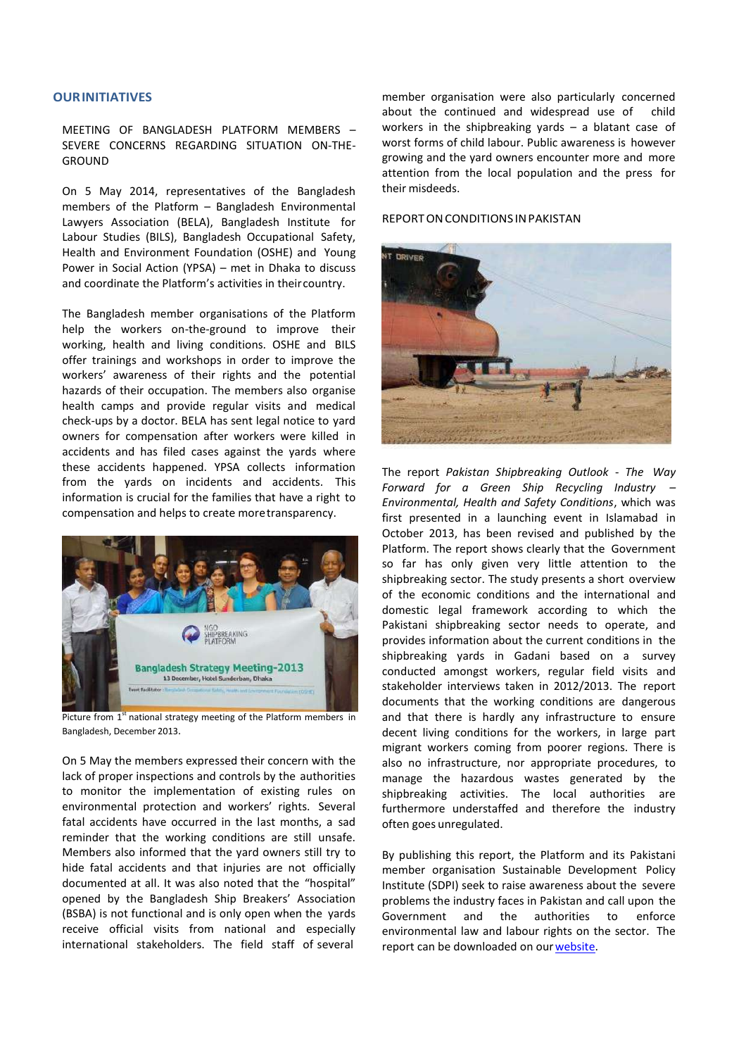## OUR INITIATIVES

### MEETING OF BANGLADESH PLATFORM MEMBERS – SEVERE CONCERNS REGARDING SITUATION ON-THE-GROUND

On 5 May 2014, representatives of the Bangladesh members of the Platform – Bangladesh Environmental Lawyers Association (BELA), Bangladesh Institute for Labour Studies (BILS), Bangladesh Occupational Safety, Health and Environment Foundation (OSHE) and Young Power in Social Action (YPSA) – met in Dhaka to discuss and coordinate the Platform's activities in their country.

The Bangladesh member organisations of the Platform help the workers on-the-ground to improve their working, health and living conditions. OSHE and BILS offer trainings and workshops in order to improve the workers' awareness of their rights and the potential hazards of their occupation. The members also organise health camps and provide regular visits and medical check-ups by a doctor. BELA has sent legal notice to yard owners for compensation after workers were killed in accidents and has filed cases against the yards where these accidents happened. YPSA collects information from the yards on incidents and accidents. This information is crucial for the families that have a right to compensation and helps to create more transparency.

Picture from 1[st] national strategy meeting of the Platform members in Bangladesh, December 2013.

On 5 May the members expressed their concern with the lack of proper inspections and controls by the authorities to monitor the implementation of existing rules on environmental protection and workers' rights. Several fatal accidents have occurred in the last months, a sad reminder that the working conditions are still unsafe. Members also informed that the yard owners still try to hide fatal accidents and that injuries are not officially documented at all. It was also noted that the "hospital" opened by the Bangladesh Ship Breakers' Association (BSBA) is not functional and is only open when the yards receive official visits from national and especially international stakeholders. The field staff of several member organisation were also particularly concerned about the continued and widespread use of child workers in the shipbreaking yards – a blatant case of worst forms of child labour. Public awareness is however growing and the yard owners encounter more and more attention from the local population and the press for their misdeeds.

### REPORT ON CONDITIONS IN PAKISTAN

The report *Pakistan Shipbreaking Outlook - The Way Forward for a Green Ship Recycling Industry – Environmental, Health and Safety Conditions*, which was first presented in a launching event in Islamabad in October 2013, has been revised and published by the Platform. The report shows clearly that the Government so far has only given very little attention to the shipbreaking sector. The study presents a short overview of the economic conditions and the international and domestic legal framework according to which the Pakistani shipbreaking sector needs to operate, and provides information about the current conditions in the shipbreaking yards in Gadani based on a survey conducted amongst workers, regular field visits and stakeholder interviews taken in 2012/2013. The report documents that the working conditions are dangerous and that there is hardly any infrastructure to ensure decent living conditions for the workers, in large part migrant workers coming from poorer regions. There is also no infrastructure, nor appropriate procedures, to manage the hazardous wastes generated by the shipbreaking activities. The local authorities are furthermore understaffed and therefore the industry often goes unregulated.

By publishing this report, the Platform and its Pakistani member organisation Sustainable Development Policy Institute (SDPI) seek to raise awareness about the severe problems the industry faces in Pakistan and call upon the Government and the authorities to enforce environmental law and labour rights on the sector. The report can be downloaded on our website.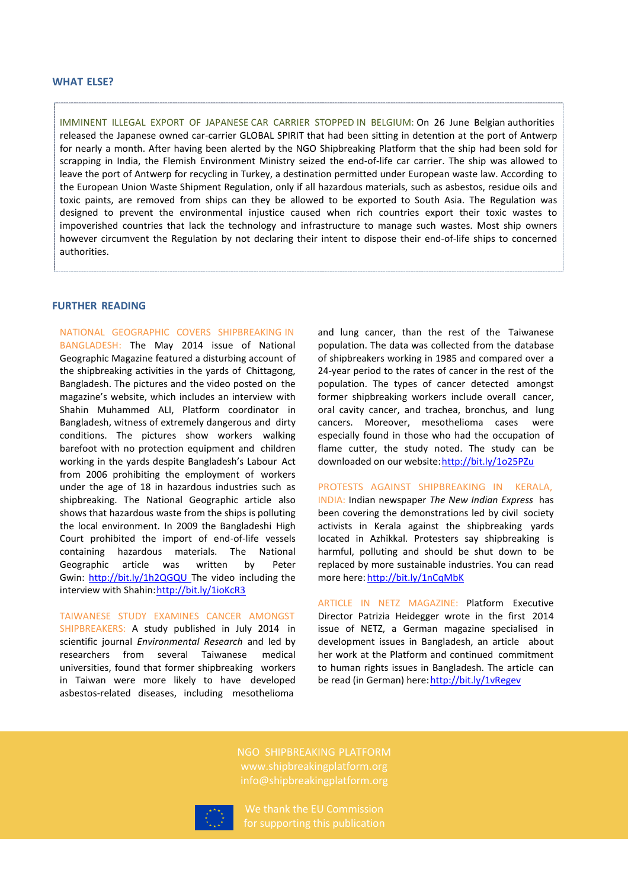## WHAT ELSE?

IMMINENT ILLEGAL EXPORT OF JAPANESE CAR CARRIER STOPPED IN BELGIUM: On 26 June Belgian authorities released the Japanese owned car-carrier GLOBAL SPIRIT that had been sitting in detention at the port of Antwerp for nearly a month. After having been alerted by the NGO Shipbreaking Platform that the ship had been sold for scrapping in India, the Flemish Environment Ministry seized the end-of-life car carrier. The ship was allowed to leave the port of Antwerp for recycling in Turkey, a destination permitted under European waste law. According to the European Union Waste Shipment Regulation, only if all hazardous materials, such as asbestos, residue oils and toxic paints, are removed from ships can they be allowed to be exported to South Asia. The Regulation was designed to prevent the environmental injustice caused when rich countries export their toxic wastes to impoverished countries that lack the technology and infrastructure to manage such wastes. Most ship owners however circumvent the Regulation by not declaring their intent to dispose their end-of-life ships to concerned authorities.

## FURTHER READING

NATIONAL GEOGRAPHIC COVERS SHIPBREAKING IN BANGLADESH: The May 2014 issue of National Geographic Magazine featured a disturbing account of the shipbreaking activities in the yards of Chittagong, Bangladesh. The pictures and the video posted on the magazine's website, which includes an interview with Shahin Muhammed ALI, Platform coordinator in Bangladesh, witness of extremely dangerous and dirty conditions. The pictures show workers walking barefoot with no protection equipment and children working in the yards despite Bangladesh's Labour Act from 2006 prohibiting the employment of workers under the age of 18 in hazardous industries such as shipbreaking. The National Geographic article also shows that hazardous waste from the ships is polluting the local environment. In 2009 the Bangladeshi High Court prohibited the import of end-of-life vessels containing hazardous materials. The National Geographic article was written by Peter Gwin: http://bit.ly/1h2QGQU The video including the interview with Shahin: http://bit.ly/1ioKcR3

TAIWANESE STUDY EXAMINES CANCER AMONGST SHIPBREAKERS: A study published in July 2014 in scientific journal *Environmental Research* and led by researchers from several Taiwanese medical universities, found that former shipbreaking workers in Taiwan were more likely to have developed asbestos-related diseases, including mesothelioma and lung cancer, than the rest of the Taiwanese population. The data was collected from the database of shipbreakers working in 1985 and compared over a 24-year period to the rates of cancer in the rest of the population. The types of cancer detected amongst former shipbreaking workers include overall cancer, oral cavity cancer, and trachea, bronchus, and lung cancers. Moreover, mesothelioma cases were especially found in those who had the occupation of flame cutter, the study noted. The study can be downloaded on our website: http://bit.ly/1o25PZu

PROTESTS AGAINST SHIPBREAKING IN KERALA, INDIA: Indian newspaper *The New Indian Express* has been covering the demonstrations led by civil society activists in Kerala against the shipbreaking yards located in Azhikkal. Protesters say shipbreaking is harmful, polluting and should be shut down to be replaced by more sustainable industries. You can read more here: http://bit.ly/1nCqMbK

ARTICLE IN NETZ MAGAZINE: Platform Executive Director Patrizia Heidegger wrote in the first 2014 issue of NETZ, a German magazine specialised in development issues in Bangladesh, an article about her work at the Platform and continued commitment to human rights issues in Bangladesh. The article can be read (in German) here: http://bit.ly/1vRegev

NGO SHIPBREAKING PLATFORM
www.shipbreakingplatform.org
info@shipbreakingplatform.org

We thank the EU Commission for supporting this publication